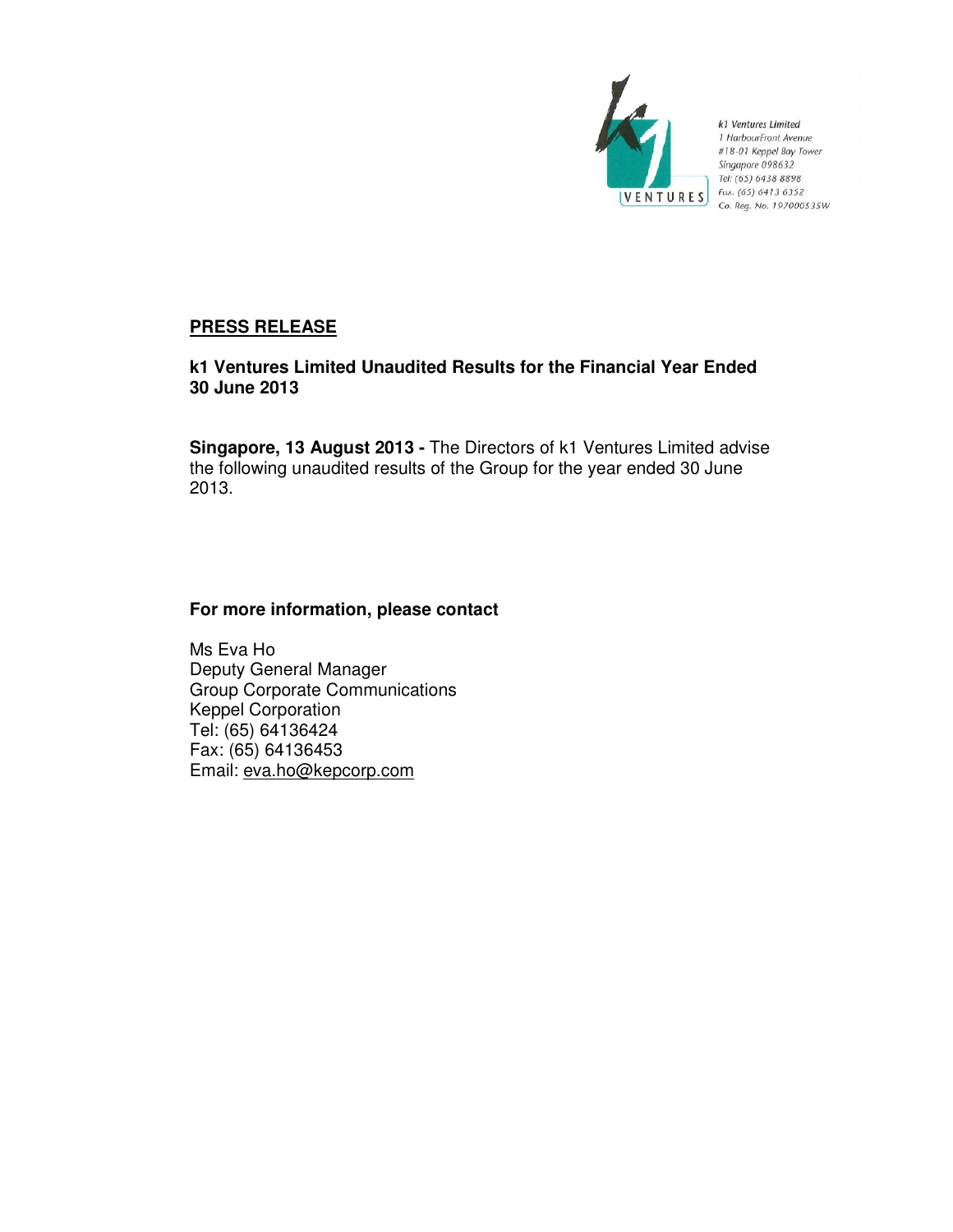k1 Ventures Limited
1 HarbourFront Avenue
#18-01 Keppel Bay Tower
Singapore 098632
Tel: (65) 6438 8898
Fax: (65) 6413 6352
Co. Reg. No. 197000535W

# PRESS RELEASE

**k1 Ventures Limited Unaudited Results for the Financial Year Ended 30 June 2013**

**Singapore, 13 August 2013 -** The Directors of k1 Ventures Limited advise the following unaudited results of the Group for the year ended 30 June 2013.

**For more information, please contact**

Ms Eva Ho
Deputy General Manager
Group Corporate Communications
Keppel Corporation
Tel: (65) 64136424
Fax: (65) 64136453
Email: eva.ho@kepcorp.com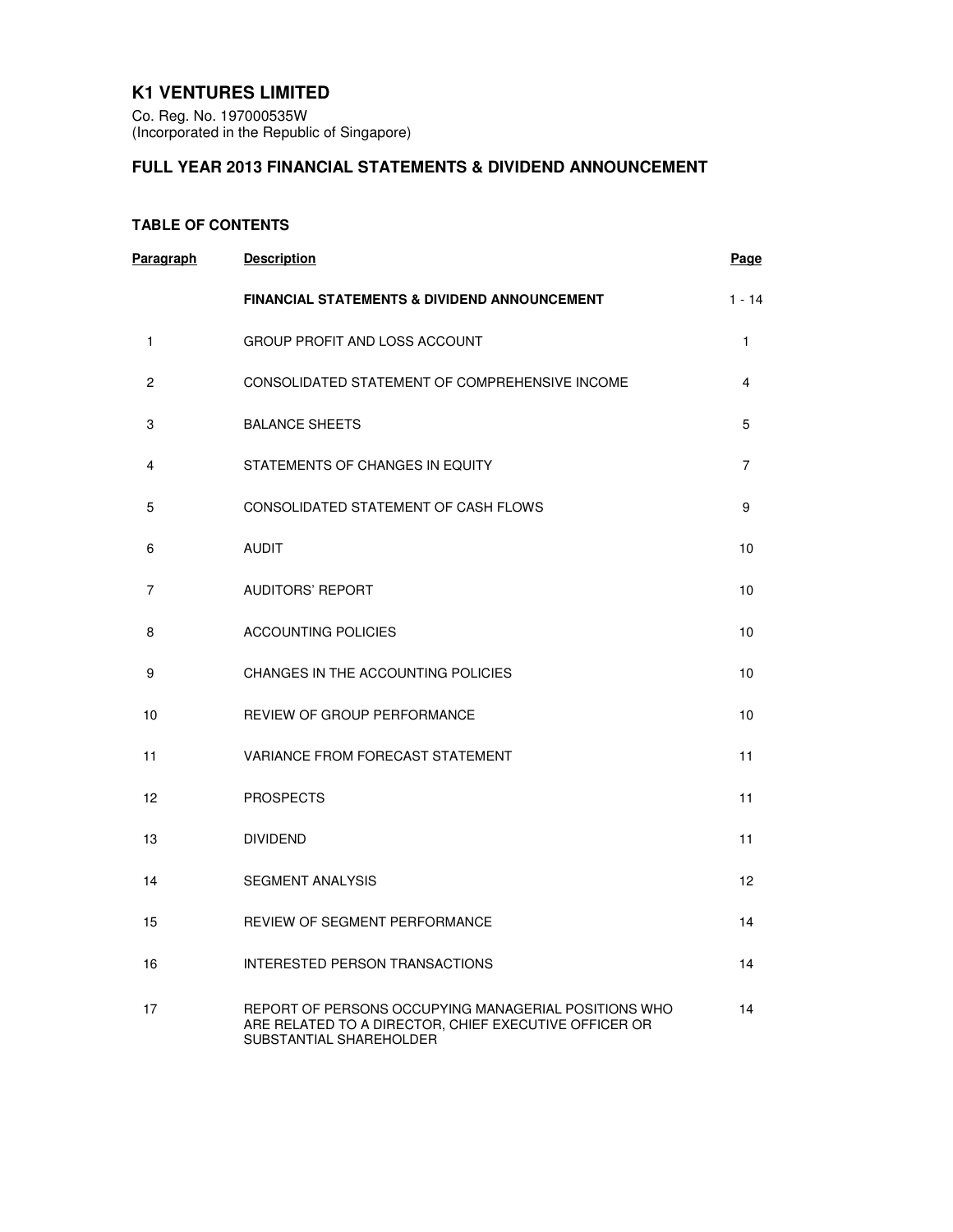# K1 VENTURES LIMITED

Co. Reg. No. 197000535W
(Incorporated in the Republic of Singapore)

## FULL YEAR 2013 FINANCIAL STATEMENTS & DIVIDEND ANNOUNCEMENT

### TABLE OF CONTENTS

| Paragraph | Description | Page |
|---|---|---|
| | **FINANCIAL STATEMENTS & DIVIDEND ANNOUNCEMENT** | 1 - 14 |
| 1 | GROUP PROFIT AND LOSS ACCOUNT | 1 |
| 2 | CONSOLIDATED STATEMENT OF COMPREHENSIVE INCOME | 4 |
| 3 | BALANCE SHEETS | 5 |
| 4 | STATEMENTS OF CHANGES IN EQUITY | 7 |
| 5 | CONSOLIDATED STATEMENT OF CASH FLOWS | 9 |
| 6 | AUDIT | 10 |
| 7 | AUDITORS' REPORT | 10 |
| 8 | ACCOUNTING POLICIES | 10 |
| 9 | CHANGES IN THE ACCOUNTING POLICIES | 10 |
| 10 | REVIEW OF GROUP PERFORMANCE | 10 |
| 11 | VARIANCE FROM FORECAST STATEMENT | 11 |
| 12 | PROSPECTS | 11 |
| 13 | DIVIDEND | 11 |
| 14 | SEGMENT ANALYSIS | 12 |
| 15 | REVIEW OF SEGMENT PERFORMANCE | 14 |
| 16 | INTERESTED PERSON TRANSACTIONS | 14 |
| 17 | REPORT OF PERSONS OCCUPYING MANAGERIAL POSITIONS WHO ARE RELATED TO A DIRECTOR, CHIEF EXECUTIVE OFFICER OR SUBSTANTIAL SHAREHOLDER | 14 |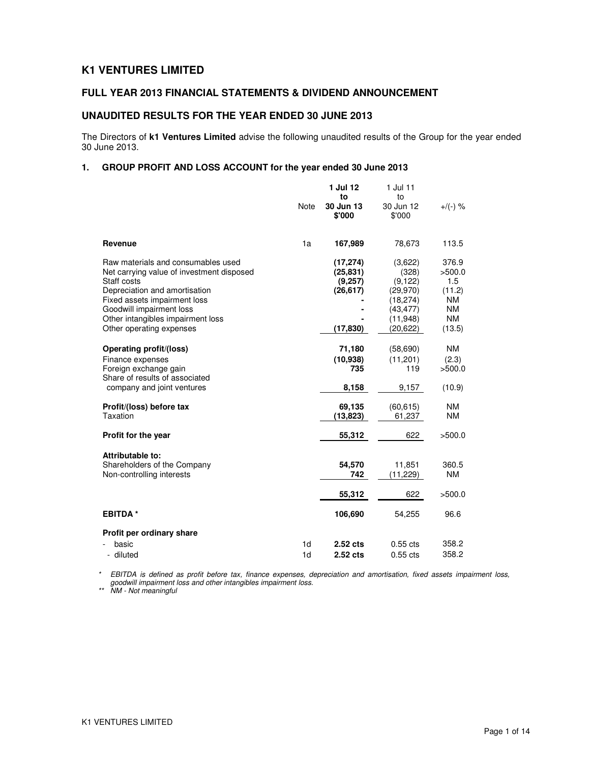# K1 VENTURES LIMITED

## FULL YEAR 2013 FINANCIAL STATEMENTS & DIVIDEND ANNOUNCEMENT

## UNAUDITED RESULTS FOR THE YEAR ENDED 30 JUNE 2013

The Directors of **k1 Ventures Limited** advise the following unaudited results of the Group for the year ended 30 June 2013.

### 1. GROUP PROFIT AND LOSS ACCOUNT for the year ended 30 June 2013

| | Note | **1 Jul 12 to 30 Jun 13 $'000** | 1 Jul 11 to 30 Jun 12 $'000 | +/(-) % |
|---|---|---|---|---|
| **Revenue** | 1a | **167,989** | 78,673 | 113.5 |
| Raw materials and consumables used | | **(17,274)** | (3,622) | 376.9 |
| Net carrying value of investment disposed | | **(25,831)** | (328) | >500.0 |
| Staff costs | | **(9,257)** | (9,122) | 1.5 |
| Depreciation and amortisation | | **(26,617)** | (29,970) | (11.2) |
| Fixed assets impairment loss | | **-** | (18,274) | NM |
| Goodwill impairment loss | | **-** | (43,477) | NM |
| Other intangibles impairment loss | | **-** | (11,948) | NM |
| Other operating expenses | | **(17,830)** | (20,622) | (13.5) |
| **Operating profit/(loss)** | | **71,180** | (58,690) | NM |
| Finance expenses | | **(10,938)** | (11,201) | (2.3) |
| Foreign exchange gain | | **735** | 119 | >500.0 |
| Share of results of associated company and joint ventures | | **8,158** | 9,157 | (10.9) |
| **Profit/(loss) before tax** | | **69,135** | (60,615) | NM |
| Taxation | | **(13,823)** | 61,237 | NM |
| **Profit for the year** | | **55,312** | 622 | >500.0 |
| **Attributable to:** | | | | |
| Shareholders of the Company | | **54,570** | 11,851 | 360.5 |
| Non-controlling interests | | **742** | (11,229) | NM |
| | | **55,312** | 622 | >500.0 |
| **EBITDA \*** | | **106,690** | 54,255 | 96.6 |
| **Profit per ordinary share** | | | | |
| - basic | 1d | **2.52 cts** | 0.55 cts | 358.2 |
| - diluted | 1d | **2.52 cts** | 0.55 cts | 358.2 |

*\* EBITDA is defined as profit before tax, finance expenses, depreciation and amortisation, fixed assets impairment loss, goodwill impairment loss and other intangibles impairment loss.*

*\*\* NM - Not meaningful*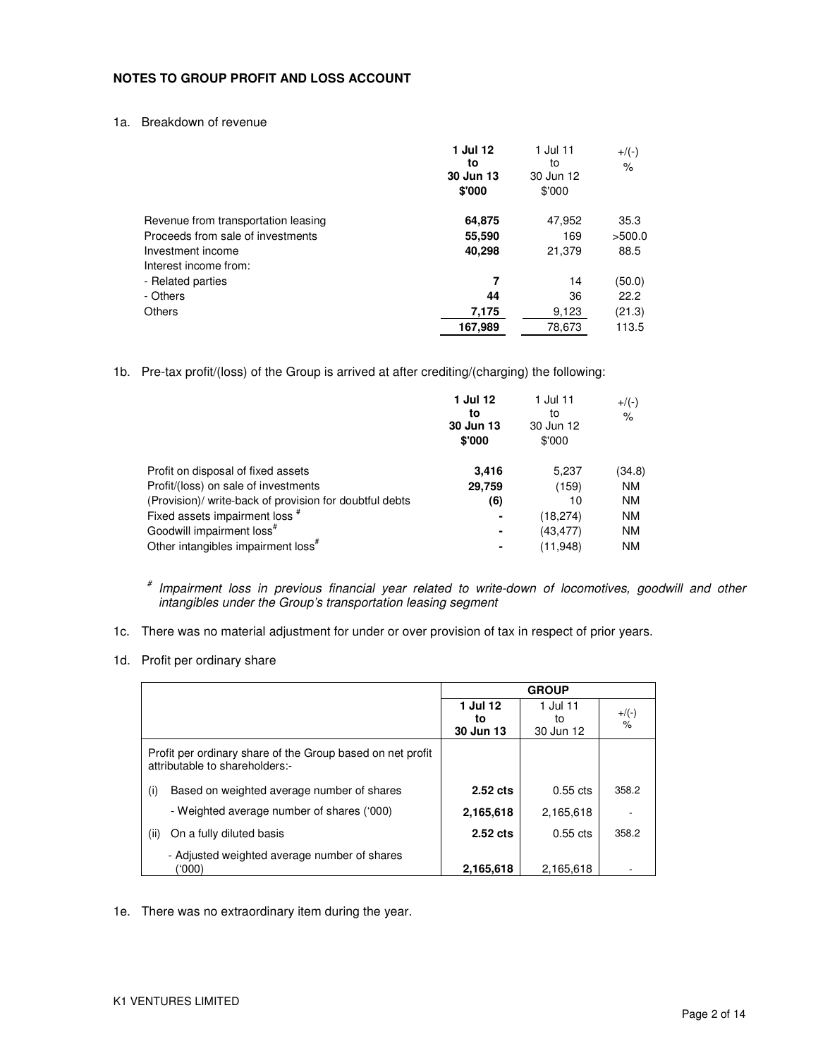## NOTES TO GROUP PROFIT AND LOSS ACCOUNT

1a. Breakdown of revenue

| | **1 Jul 12 to 30 Jun 13 $'000** | 1 Jul 11 to 30 Jun 12 $'000 | +/(-) % |
|---|---|---|---|
| Revenue from transportation leasing | **64,875** | 47,952 | 35.3 |
| Proceeds from sale of investments | **55,590** | 169 | >500.0 |
| Investment income | **40,298** | 21,379 | 88.5 |
| Interest income from: | | | |
| - Related parties | **7** | 14 | (50.0) |
| - Others | **44** | 36 | 22.2 |
| Others | **7,175** | 9,123 | (21.3) |
| | **167,989** | 78,673 | 113.5 |

1b. Pre-tax profit/(loss) of the Group is arrived at after crediting/(charging) the following:

| | **1 Jul 12 to 30 Jun 13 $'000** | 1 Jul 11 to 30 Jun 12 $'000 | +/(-) % |
|---|---|---|---|
| Profit on disposal of fixed assets | **3,416** | 5,237 | (34.8) |
| Profit/(loss) on sale of investments | **29,759** | (159) | NM |
| (Provision)/ write-back of provision for doubtful debts | **(6)** | 10 | NM |
| Fixed assets impairment loss # | **-** | (18,274) | NM |
| Goodwill impairment loss# | **-** | (43,477) | NM |
| Other intangibles impairment loss# | **-** | (11,948) | NM |

# *Impairment loss in previous financial year related to write-down of locomotives, goodwill and other intangibles under the Group's transportation leasing segment*

1c. There was no material adjustment for under or over provision of tax in respect of prior years.

1d. Profit per ordinary share

| | **GROUP** | | |
|---|---|---|---|
| | **1 Jul 12 to 30 Jun 13** | 1 Jul 11 to 30 Jun 12 | +/(-) % |
| Profit per ordinary share of the Group based on net profit attributable to shareholders:- | | | |
| (i) Based on weighted average number of shares | **2.52 cts** | 0.55 cts | 358.2 |
| - Weighted average number of shares ('000) | **2,165,618** | 2,165,618 | - |
| (ii) On a fully diluted basis | **2.52 cts** | 0.55 cts | 358.2 |
| - Adjusted weighted average number of shares ('000) | **2,165,618** | 2,165,618 | - |

1e. There was no extraordinary item during the year.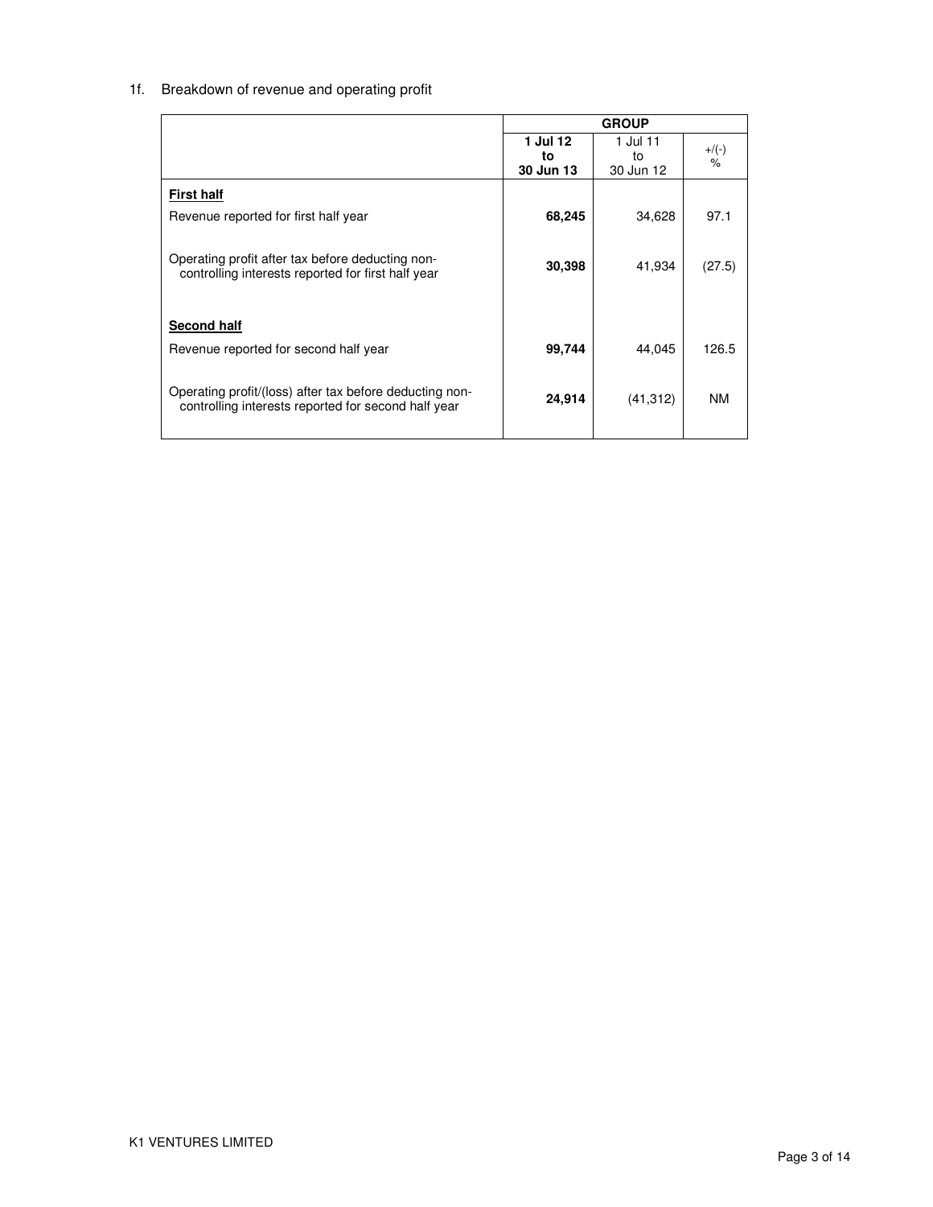1f. Breakdown of revenue and operating profit

| | GROUP | | |
|---|---|---|---|
| | **1 Jul 12 to 30 Jun 13** | 1 Jul 11 to 30 Jun 12 | +/(-) % |
| **First half** | | | |
| Revenue reported for first half year | **68,245** | 34,628 | 97.1 |
| Operating profit after tax before deducting non-controlling interests reported for first half year | **30,398** | 41,934 | (27.5) |
| **Second half** | | | |
| Revenue reported for second half year | **99,744** | 44,045 | 126.5 |
| Operating profit/(loss) after tax before deducting non-controlling interests reported for second half year | **24,914** | (41,312) | NM |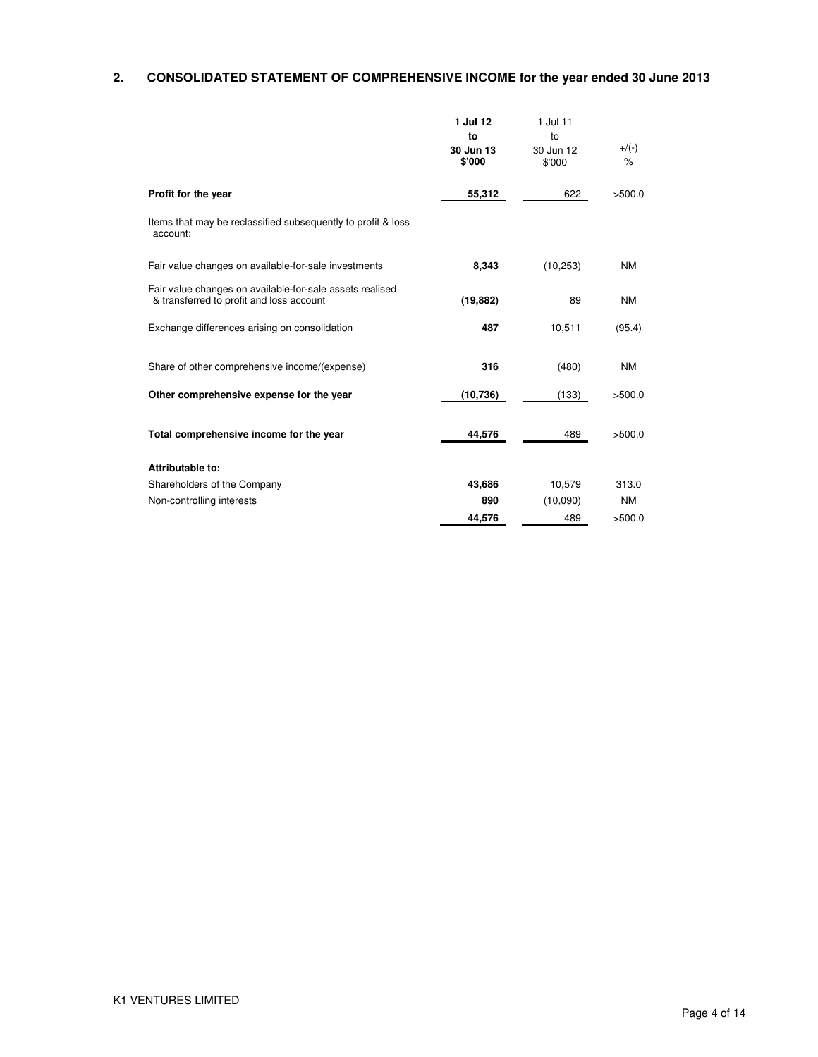## 2. CONSOLIDATED STATEMENT OF COMPREHENSIVE INCOME for the year ended 30 June 2013

| | **1 Jul 12 to 30 Jun 13 $'000** | 1 Jul 11 to 30 Jun 12 $'000 | +/(-) % |
|---|---|---|---|
| **Profit for the year** | **55,312** | 622 | >500.0 |
| Items that may be reclassified subsequently to profit & loss account: | | | |
| Fair value changes on available-for-sale investments | **8,343** | (10,253) | NM |
| Fair value changes on available-for-sale assets realised & transferred to profit and loss account | **(19,882)** | 89 | NM |
| Exchange differences arising on consolidation | **487** | 10,511 | (95.4) |
| Share of other comprehensive income/(expense) | **316** | (480) | NM |
| **Other comprehensive expense for the year** | **(10,736)** | (133) | >500.0 |
| **Total comprehensive income for the year** | **44,576** | 489 | >500.0 |
| **Attributable to:** | | | |
| Shareholders of the Company | **43,686** | 10,579 | 313.0 |
| Non-controlling interests | **890** | (10,090) | NM |
| | **44,576** | 489 | >500.0 |

K1 VENTURES LIMITED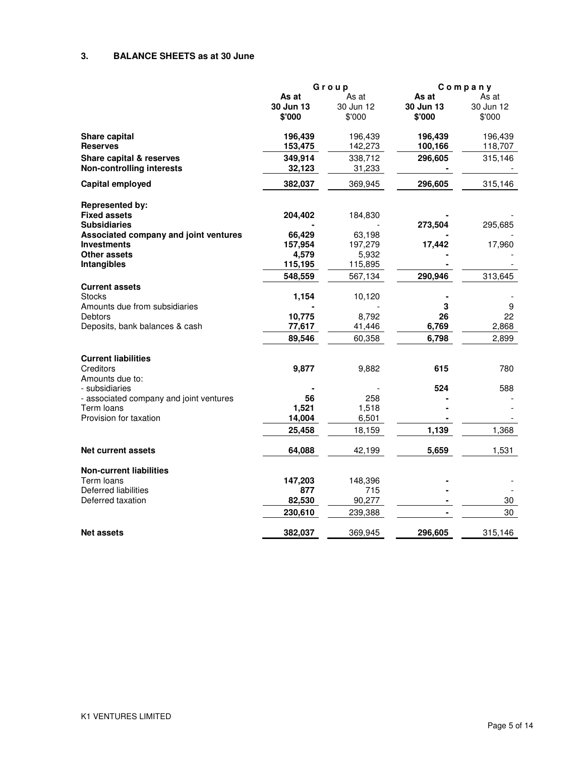### 3. BALANCE SHEETS as at 30 June

| | Group | | Company | |
|---|---|---|---|---|
| | **As at 30 Jun 13 $'000** | As at 30 Jun 12 $'000 | **As at 30 Jun 13 $'000** | As at 30 Jun 12 $'000 |
| **Share capital** | **196,439** | 196,439 | **196,439** | 196,439 |
| **Reserves** | **153,475** | 142,273 | **100,166** | 118,707 |
| **Share capital & reserves** | **349,914** | 338,712 | **296,605** | 315,146 |
| **Non-controlling interests** | **32,123** | 31,233 | **-** | - |
| **Capital employed** | **382,037** | 369,945 | **296,605** | 315,146 |
| **Represented by:** | | | | |
| **Fixed assets** | **204,402** | 184,830 | **-** | - |
| **Subsidiaries** | **-** | - | **273,504** | 295,685 |
| **Associated company and joint ventures** | **66,429** | 63,198 | **-** | - |
| **Investments** | **157,954** | 197,279 | **17,442** | 17,960 |
| **Other assets** | **4,579** | 5,932 | **-** | - |
| **Intangibles** | **115,195** | 115,895 | **-** | - |
| | **548,559** | 567,134 | **290,946** | 313,645 |
| **Current assets** | | | | |
| Stocks | **1,154** | 10,120 | **-** | - |
| Amounts due from subsidiaries | **-** | - | **3** | 9 |
| Debtors | **10,775** | 8,792 | **26** | 22 |
| Deposits, bank balances & cash | **77,617** | 41,446 | **6,769** | 2,868 |
| | **89,546** | 60,358 | **6,798** | 2,899 |
| **Current liabilities** | | | | |
| Creditors | **9,877** | 9,882 | **615** | 780 |
| Amounts due to: | | | | |
| - subsidiaries | **-** | - | **524** | 588 |
| - associated company and joint ventures | **56** | 258 | **-** | - |
| Term loans | **1,521** | 1,518 | **-** | - |
| Provision for taxation | **14,004** | 6,501 | **-** | - |
| | **25,458** | 18,159 | **1,139** | 1,368 |
| **Net current assets** | **64,088** | 42,199 | **5,659** | 1,531 |
| **Non-current liabilities** | | | | |
| Term loans | **147,203** | 148,396 | **-** | - |
| Deferred liabilities | **877** | 715 | **-** | - |
| Deferred taxation | **82,530** | 90,277 | **-** | 30 |
| | **230,610** | 239,388 | **-** | 30 |
| **Net assets** | **382,037** | 369,945 | **296,605** | 315,146 |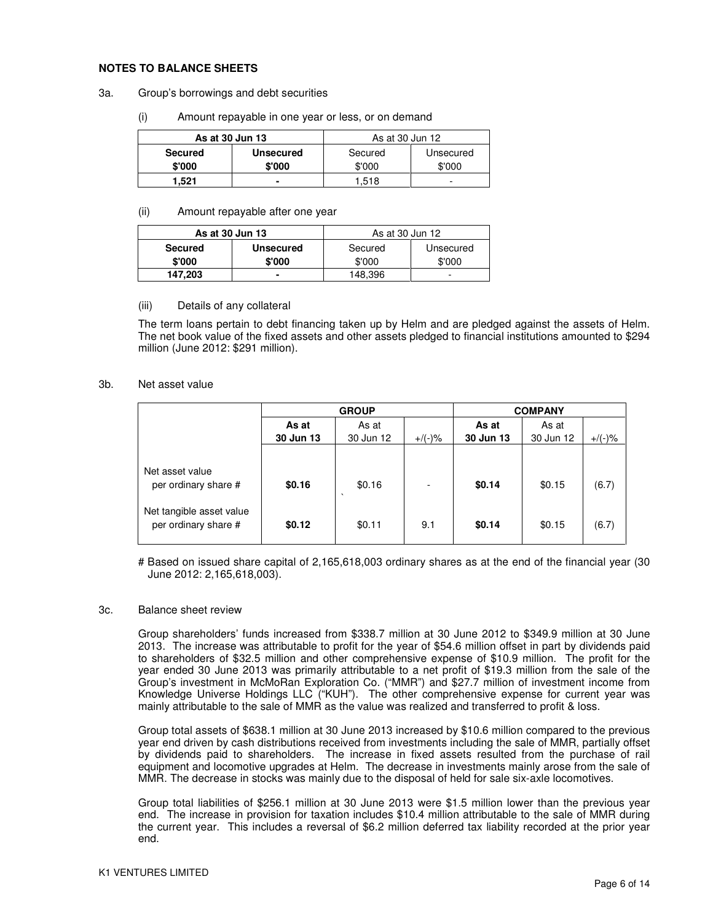**NOTES TO BALANCE SHEETS**

3a. Group's borrowings and debt securities

(i) Amount repayable in one year or less, or on demand

| As at 30 Jun 13 | | As at 30 Jun 12 | |
|---|---|---|---|
| **Secured** | **Unsecured** | Secured | Unsecured |
| **$'000** | **$'000** | $'000 | $'000 |
| **1,521** | **-** | 1,518 | - |

(ii) Amount repayable after one year

| As at 30 Jun 13 | | As at 30 Jun 12 | |
|---|---|---|---|
| **Secured** | **Unsecured** | Secured | Unsecured |
| **$'000** | **$'000** | $'000 | $'000 |
| **147,203** | **-** | 148,396 | - |

(iii) Details of any collateral

The term loans pertain to debt financing taken up by Helm and are pledged against the assets of Helm. The net book value of the fixed assets and other assets pledged to financial institutions amounted to $294 million (June 2012: $291 million).

3b. Net asset value

| | GROUP | | | COMPANY | | |
|---|---|---|---|---|---|---|
| | **As at 30 Jun 13** | As at 30 Jun 12 | +/(-)% | **As at 30 Jun 13** | As at 30 Jun 12 | +/(-)% |
| Net asset value per ordinary share # | **$0.16** | $0.16 | - | **$0.14** | $0.15 | (6.7) |
| Net tangible asset value per ordinary share # | **$0.12** | $0.11 | 9.1 | **$0.14** | $0.15 | (6.7) |

# Based on issued share capital of 2,165,618,003 ordinary shares as at the end of the financial year (30 June 2012: 2,165,618,003).

3c. Balance sheet review

Group shareholders' funds increased from $338.7 million at 30 June 2012 to $349.9 million at 30 June 2013. The increase was attributable to profit for the year of $54.6 million offset in part by dividends paid to shareholders of $32.5 million and other comprehensive expense of $10.9 million. The profit for the year ended 30 June 2013 was primarily attributable to a net profit of $19.3 million from the sale of the Group's investment in McMoRan Exploration Co. ("MMR") and $27.7 million of investment income from Knowledge Universe Holdings LLC ("KUH"). The other comprehensive expense for current year was mainly attributable to the sale of MMR as the value was realized and transferred to profit & loss.

Group total assets of $638.1 million at 30 June 2013 increased by $10.6 million compared to the previous year end driven by cash distributions received from investments including the sale of MMR, partially offset by dividends paid to shareholders. The increase in fixed assets resulted from the purchase of rail equipment and locomotive upgrades at Helm. The decrease in investments mainly arose from the sale of MMR. The decrease in stocks was mainly due to the disposal of held for sale six-axle locomotives.

Group total liabilities of $256.1 million at 30 June 2013 were $1.5 million lower than the previous year end. The increase in provision for taxation includes $10.4 million attributable to the sale of MMR during the current year. This includes a reversal of $6.2 million deferred tax liability recorded at the prior year end.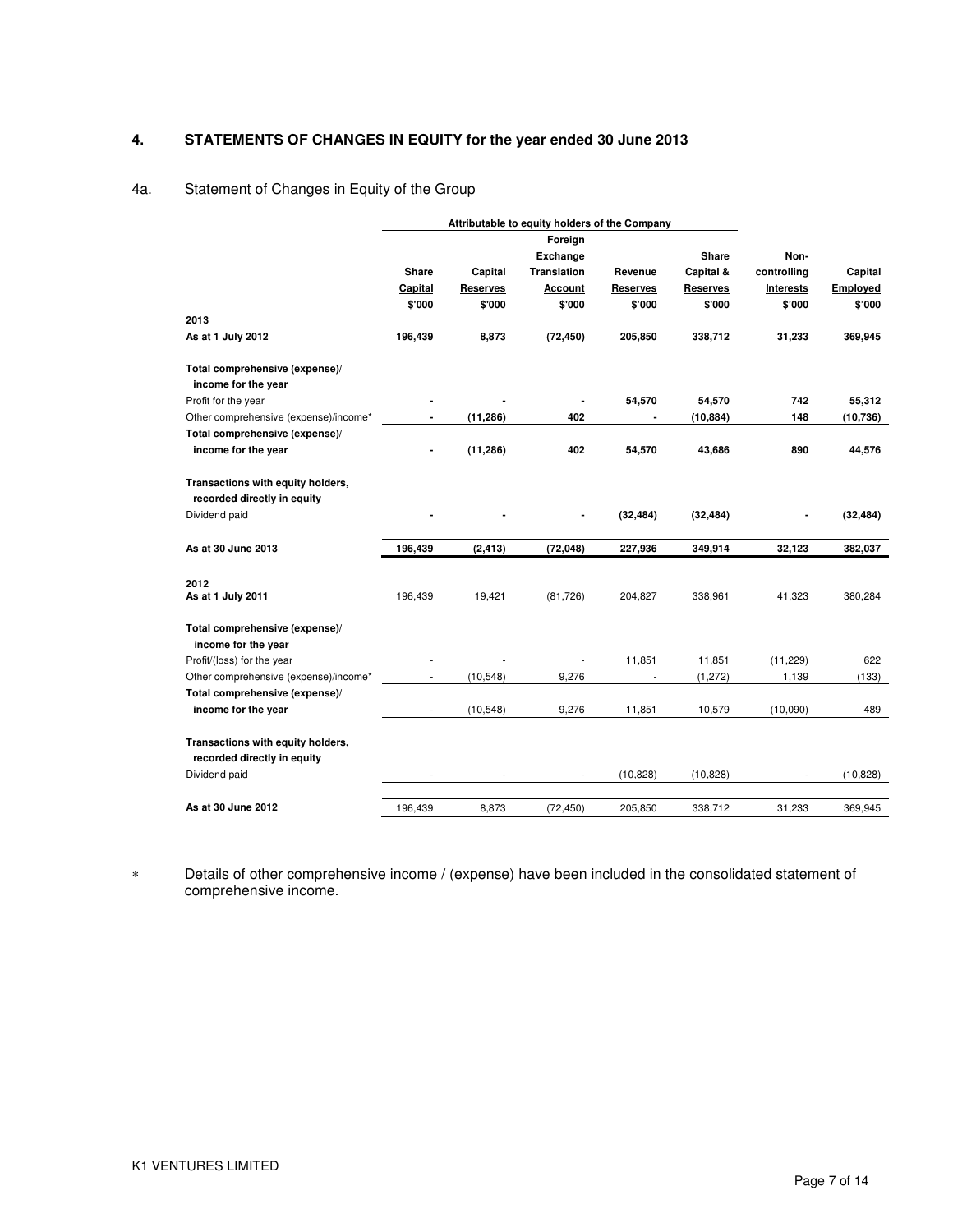## 4. STATEMENTS OF CHANGES IN EQUITY for the year ended 30 June 2013

### 4a. Statement of Changes in Equity of the Group

| | Attributable to equity holders of the Company | | | | | | |
|---|---|---|---|---|---|---|---|
| | Share Capital | Capital Reserves | Foreign Exchange Translation Account | Revenue Reserves | Share Capital & Reserves | Non-controlling Interests | Capital Employed |
| | $'000 | $'000 | $'000 | $'000 | $'000 | $'000 | $'000 |
| **2013** | | | | | | | |
| **As at 1 July 2012** | **196,439** | **8,873** | **(72,450)** | **205,850** | **338,712** | **31,233** | **369,945** |
| **Total comprehensive (expense)/ income for the year** | | | | | | | |
| Profit for the year | **-** | **-** | **-** | **54,570** | **54,570** | **742** | **55,312** |
| Other comprehensive (expense)/income* | **-** | **(11,286)** | **402** | **-** | **(10,884)** | **148** | **(10,736)** |
| **Total comprehensive (expense)/ income for the year** | **-** | **(11,286)** | **402** | **54,570** | **43,686** | **890** | **44,576** |
| **Transactions with equity holders, recorded directly in equity** | | | | | | | |
| Dividend paid | **-** | **-** | **-** | **(32,484)** | **(32,484)** | **-** | **(32,484)** |
| **As at 30 June 2013** | **196,439** | **(2,413)** | **(72,048)** | **227,936** | **349,914** | **32,123** | **382,037** |
| **2012** | | | | | | | |
| **As at 1 July 2011** | 196,439 | 19,421 | (81,726) | 204,827 | 338,961 | 41,323 | 380,284 |
| **Total comprehensive (expense)/ income for the year** | | | | | | | |
| Profit/(loss) for the year | - | - | - | 11,851 | 11,851 | (11,229) | 622 |
| Other comprehensive (expense)/income* | - | (10,548) | 9,276 | - | (1,272) | 1,139 | (133) |
| **Total comprehensive (expense)/ income for the year** | - | (10,548) | 9,276 | 11,851 | 10,579 | (10,090) | 489 |
| **Transactions with equity holders, recorded directly in equity** | | | | | | | |
| Dividend paid | - | - | - | (10,828) | (10,828) | - | (10,828) |
| **As at 30 June 2012** | 196,439 | 8,873 | (72,450) | 205,850 | 338,712 | 31,233 | 369,945 |

\* Details of other comprehensive income / (expense) have been included in the consolidated statement of comprehensive income.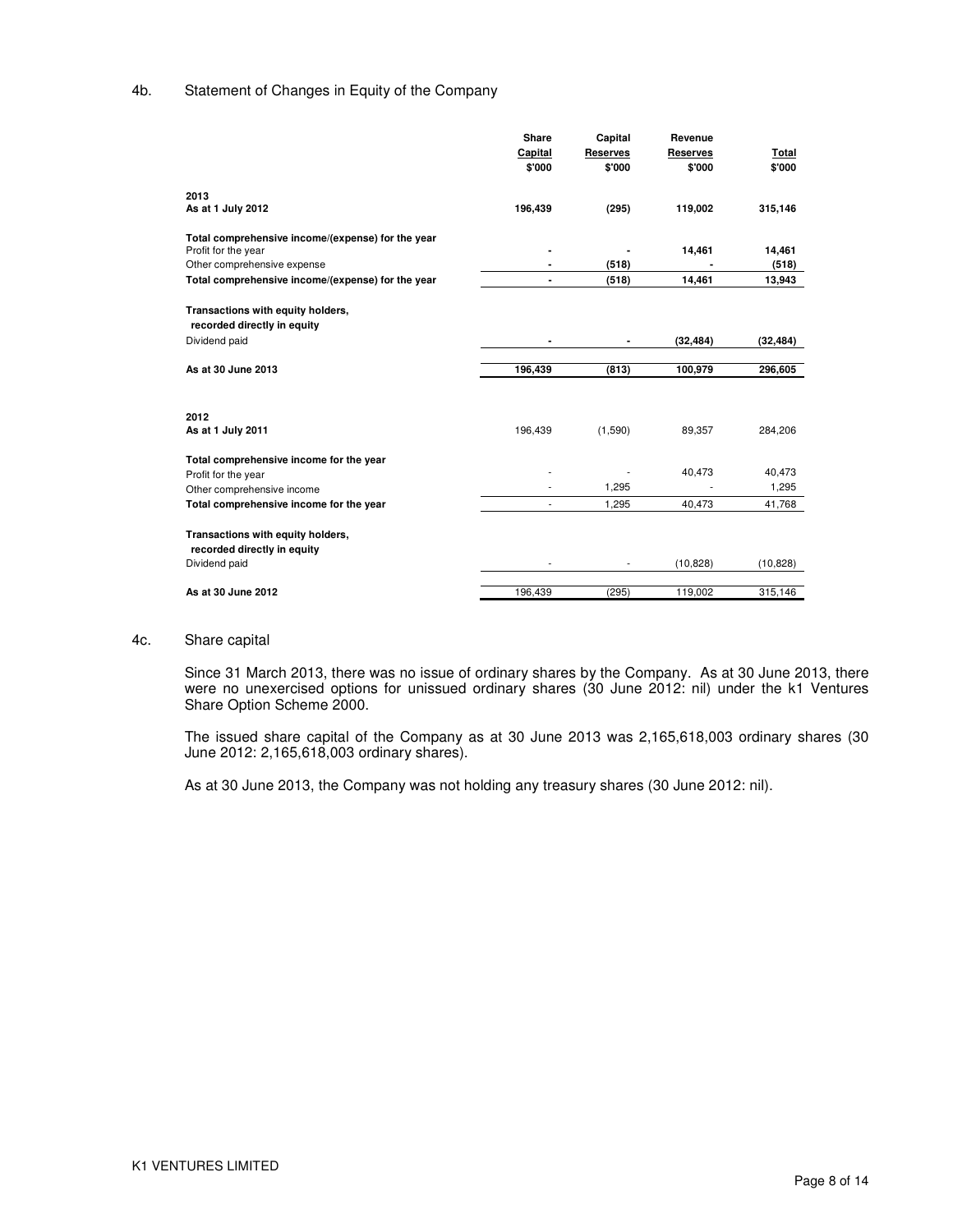4b. Statement of Changes in Equity of the Company

| | Share Capital $'000 | Capital Reserves $'000 | Revenue Reserves $'000 | Total $'000 |
|---|---|---|---|---|
| **2013** | | | | |
| **As at 1 July 2012** | **196,439** | **(295)** | **119,002** | **315,146** |
| **Total comprehensive income/(expense) for the year** | | | | |
| Profit for the year | **-** | **-** | **14,461** | **14,461** |
| Other comprehensive expense | **-** | **(518)** | **-** | **(518)** |
| **Total comprehensive income/(expense) for the year** | **-** | **(518)** | **14,461** | **13,943** |
| **Transactions with equity holders, recorded directly in equity** | | | | |
| Dividend paid | **-** | **-** | **(32,484)** | **(32,484)** |
| **As at 30 June 2013** | **196,439** | **(813)** | **100,979** | **296,605** |
| **2012** | | | | |
| **As at 1 July 2011** | 196,439 | (1,590) | 89,357 | 284,206 |
| **Total comprehensive income for the year** | | | | |
| Profit for the year | - | - | 40,473 | 40,473 |
| Other comprehensive income | - | 1,295 | - | 1,295 |
| **Total comprehensive income for the year** | - | 1,295 | 40,473 | 41,768 |
| **Transactions with equity holders, recorded directly in equity** | | | | |
| Dividend paid | - | - | (10,828) | (10,828) |
| **As at 30 June 2012** | 196,439 | (295) | 119,002 | 315,146 |

4c. Share capital

Since 31 March 2013, there was no issue of ordinary shares by the Company. As at 30 June 2013, there were no unexercised options for unissued ordinary shares (30 June 2012: nil) under the k1 Ventures Share Option Scheme 2000.

The issued share capital of the Company as at 30 June 2013 was 2,165,618,003 ordinary shares (30 June 2012: 2,165,618,003 ordinary shares).

As at 30 June 2013, the Company was not holding any treasury shares (30 June 2012: nil).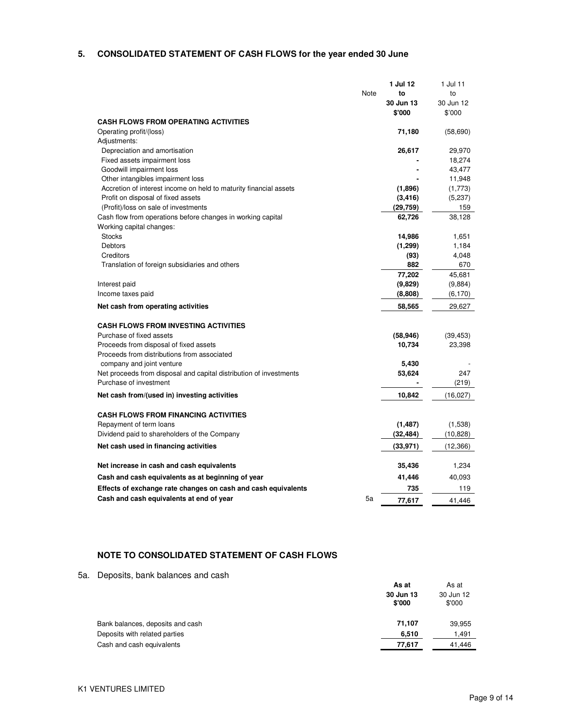## 5. CONSOLIDATED STATEMENT OF CASH FLOWS for the year ended 30 June

| | Note | 1 Jul 12 to 30 Jun 13 $'000 | 1 Jul 11 to 30 Jun 12 $'000 |
|---|---|---|---|
| **CASH FLOWS FROM OPERATING ACTIVITIES** | | | |
| Operating profit/(loss) | | **71,180** | (58,690) |
| Adjustments: | | | |
| Depreciation and amortisation | | **26,617** | 29,970 |
| Fixed assets impairment loss | | **-** | 18,274 |
| Goodwill impairment loss | | **-** | 43,477 |
| Other intangibles impairment loss | | **-** | 11,948 |
| Accretion of interest income on held to maturity financial assets | | **(1,896)** | (1,773) |
| Profit on disposal of fixed assets | | **(3,416)** | (5,237) |
| (Profit)/loss on sale of investments | | **(29,759)** | 159 |
| Cash flow from operations before changes in working capital | | **62,726** | 38,128 |
| Working capital changes: | | | |
| Stocks | | **14,986** | 1,651 |
| Debtors | | **(1,299)** | 1,184 |
| Creditors | | **(93)** | 4,048 |
| Translation of foreign subsidiaries and others | | **882** | 670 |
| | | **77,202** | 45,681 |
| Interest paid | | **(9,829)** | (9,884) |
| Income taxes paid | | **(8,808)** | (6,170) |
| **Net cash from operating activities** | | **58,565** | 29,627 |
| **CASH FLOWS FROM INVESTING ACTIVITIES** | | | |
| Purchase of fixed assets | | **(58,946)** | (39,453) |
| Proceeds from disposal of fixed assets | | **10,734** | 23,398 |
| Proceeds from distributions from associated company and joint venture | | **5,430** | - |
| Net proceeds from disposal and capital distribution of investments | | **53,624** | 247 |
| Purchase of investment | | **-** | (219) |
| **Net cash from/(used in) investing activities** | | **10,842** | (16,027) |
| **CASH FLOWS FROM FINANCING ACTIVITIES** | | | |
| Repayment of term loans | | **(1,487)** | (1,538) |
| Dividend paid to shareholders of the Company | | **(32,484)** | (10,828) |
| **Net cash used in financing activities** | | **(33,971)** | (12,366) |
| **Net increase in cash and cash equivalents** | | **35,436** | 1,234 |
| **Cash and cash equivalents as at beginning of year** | | **41,446** | 40,093 |
| **Effects of exchange rate changes on cash and cash equivalents** | | **735** | 119 |
| **Cash and cash equivalents at end of year** | 5a | **77,617** | 41,446 |

### NOTE TO CONSOLIDATED STATEMENT OF CASH FLOWS

5a. Deposits, bank balances and cash

| | As at 30 Jun 13 $'000 | As at 30 Jun 12 $'000 |
|---|---|---|
| Bank balances, deposits and cash | **71,107** | 39,955 |
| Deposits with related parties | **6,510** | 1,491 |
| Cash and cash equivalents | **77,617** | 41,446 |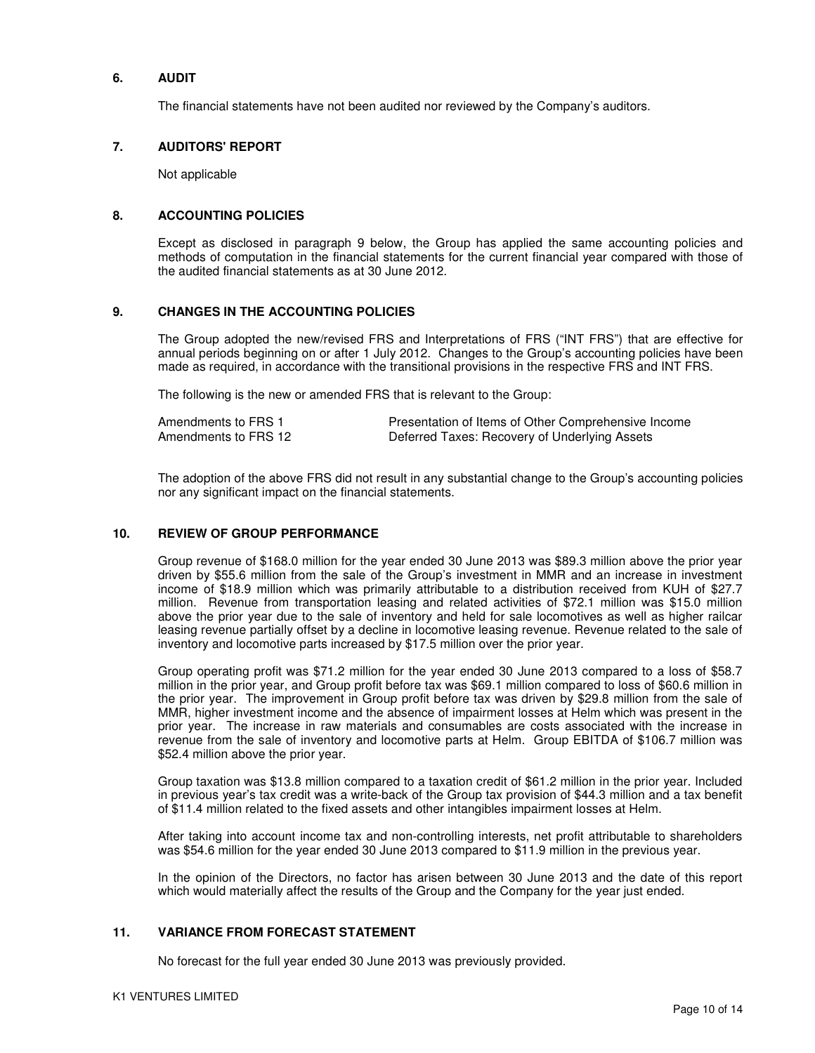## 6. AUDIT

The financial statements have not been audited nor reviewed by the Company's auditors.

## 7. AUDITORS' REPORT

Not applicable

## 8. ACCOUNTING POLICIES

Except as disclosed in paragraph 9 below, the Group has applied the same accounting policies and methods of computation in the financial statements for the current financial year compared with those of the audited financial statements as at 30 June 2012.

## 9. CHANGES IN THE ACCOUNTING POLICIES

The Group adopted the new/revised FRS and Interpretations of FRS ("INT FRS") that are effective for annual periods beginning on or after 1 July 2012. Changes to the Group's accounting policies have been made as required, in accordance with the transitional provisions in the respective FRS and INT FRS.

The following is the new or amended FRS that is relevant to the Group:

| | |
|---|---|
| Amendments to FRS 1 | Presentation of Items of Other Comprehensive Income |
| Amendments to FRS 12 | Deferred Taxes: Recovery of Underlying Assets |

The adoption of the above FRS did not result in any substantial change to the Group's accounting policies nor any significant impact on the financial statements.

## 10. REVIEW OF GROUP PERFORMANCE

Group revenue of $168.0 million for the year ended 30 June 2013 was $89.3 million above the prior year driven by $55.6 million from the sale of the Group's investment in MMR and an increase in investment income of $18.9 million which was primarily attributable to a distribution received from KUH of $27.7 million. Revenue from transportation leasing and related activities of $72.1 million was $15.0 million above the prior year due to the sale of inventory and held for sale locomotives as well as higher railcar leasing revenue partially offset by a decline in locomotive leasing revenue. Revenue related to the sale of inventory and locomotive parts increased by $17.5 million over the prior year.

Group operating profit was $71.2 million for the year ended 30 June 2013 compared to a loss of $58.7 million in the prior year, and Group profit before tax was $69.1 million compared to loss of $60.6 million in the prior year. The improvement in Group profit before tax was driven by $29.8 million from the sale of MMR, higher investment income and the absence of impairment losses at Helm which was present in the prior year. The increase in raw materials and consumables are costs associated with the increase in revenue from the sale of inventory and locomotive parts at Helm. Group EBITDA of $106.7 million was $52.4 million above the prior year.

Group taxation was $13.8 million compared to a taxation credit of $61.2 million in the prior year. Included in previous year's tax credit was a write-back of the Group tax provision of $44.3 million and a tax benefit of $11.4 million related to the fixed assets and other intangibles impairment losses at Helm.

After taking into account income tax and non-controlling interests, net profit attributable to shareholders was $54.6 million for the year ended 30 June 2013 compared to $11.9 million in the previous year.

In the opinion of the Directors, no factor has arisen between 30 June 2013 and the date of this report which would materially affect the results of the Group and the Company for the year just ended.

## 11. VARIANCE FROM FORECAST STATEMENT

No forecast for the full year ended 30 June 2013 was previously provided.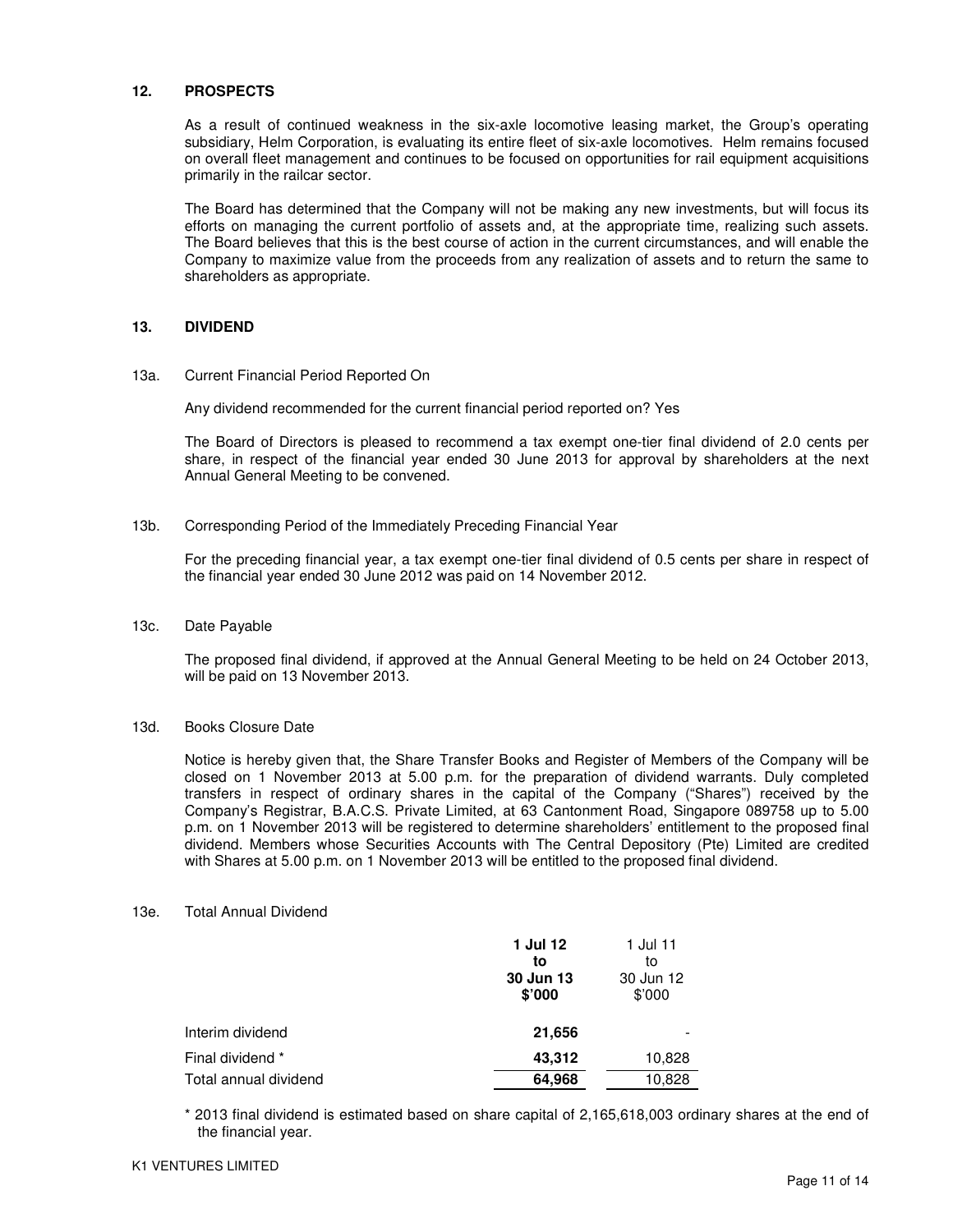## 12. PROSPECTS

As a result of continued weakness in the six-axle locomotive leasing market, the Group's operating subsidiary, Helm Corporation, is evaluating its entire fleet of six-axle locomotives. Helm remains focused on overall fleet management and continues to be focused on opportunities for rail equipment acquisitions primarily in the railcar sector.

The Board has determined that the Company will not be making any new investments, but will focus its efforts on managing the current portfolio of assets and, at the appropriate time, realizing such assets. The Board believes that this is the best course of action in the current circumstances, and will enable the Company to maximize value from the proceeds from any realization of assets and to return the same to shareholders as appropriate.

## 13. DIVIDEND

13a. Current Financial Period Reported On

Any dividend recommended for the current financial period reported on? Yes

The Board of Directors is pleased to recommend a tax exempt one-tier final dividend of 2.0 cents per share, in respect of the financial year ended 30 June 2013 for approval by shareholders at the next Annual General Meeting to be convened.

13b. Corresponding Period of the Immediately Preceding Financial Year

For the preceding financial year, a tax exempt one-tier final dividend of 0.5 cents per share in respect of the financial year ended 30 June 2012 was paid on 14 November 2012.

13c. Date Payable

The proposed final dividend, if approved at the Annual General Meeting to be held on 24 October 2013, will be paid on 13 November 2013.

13d. Books Closure Date

Notice is hereby given that, the Share Transfer Books and Register of Members of the Company will be closed on 1 November 2013 at 5.00 p.m. for the preparation of dividend warrants. Duly completed transfers in respect of ordinary shares in the capital of the Company ("Shares") received by the Company's Registrar, B.A.C.S. Private Limited, at 63 Cantonment Road, Singapore 089758 up to 5.00 p.m. on 1 November 2013 will be registered to determine shareholders' entitlement to the proposed final dividend. Members whose Securities Accounts with The Central Depository (Pte) Limited are credited with Shares at 5.00 p.m. on 1 November 2013 will be entitled to the proposed final dividend.

13e. Total Annual Dividend

| | **1 Jul 12 to 30 Jun 13 $'000** | 1 Jul 11 to 30 Jun 12 $'000 |
|---|---|---|
| Interim dividend | **21,656** | - |
| Final dividend * | **43,312** | 10,828 |
| Total annual dividend | **64,968** | 10,828 |

\* 2013 final dividend is estimated based on share capital of 2,165,618,003 ordinary shares at the end of the financial year.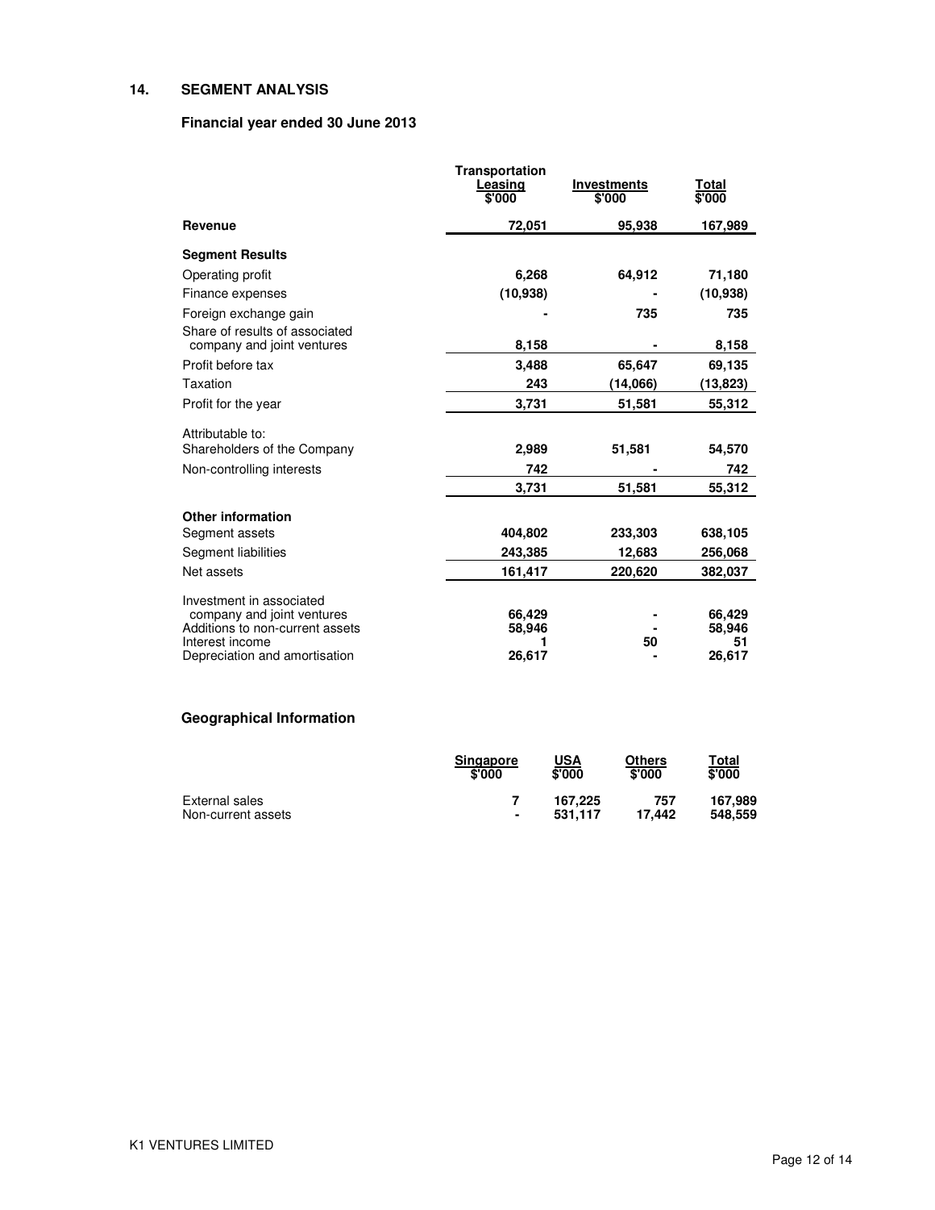## 14. SEGMENT ANALYSIS

### Financial year ended 30 June 2013

| | Transportation Leasing $'000 | Investments $'000 | Total $'000 |
|---|---|---|---|
| **Revenue** | 72,051 | 95,938 | 167,989 |
| **Segment Results** | | | |
| Operating profit | 6,268 | 64,912 | 71,180 |
| Finance expenses | (10,938) | - | (10,938) |
| Foreign exchange gain | - | 735 | 735 |
| Share of results of associated company and joint ventures | 8,158 | - | 8,158 |
| Profit before tax | 3,488 | 65,647 | 69,135 |
| Taxation | 243 | (14,066) | (13,823) |
| Profit for the year | 3,731 | 51,581 | 55,312 |
| Attributable to: | | | |
| Shareholders of the Company | 2,989 | 51,581 | 54,570 |
| Non-controlling interests | 742 | - | 742 |
| | 3,731 | 51,581 | 55,312 |
| **Other information** | | | |
| Segment assets | 404,802 | 233,303 | 638,105 |
| Segment liabilities | 243,385 | 12,683 | 256,068 |
| Net assets | 161,417 | 220,620 | 382,037 |
| Investment in associated company and joint ventures | 66,429 | - | 66,429 |
| Additions to non-current assets | 58,946 | - | 58,946 |
| Interest income | 1 | 50 | 51 |
| Depreciation and amortisation | 26,617 | - | 26,617 |

### Geographical Information

| | Singapore $'000 | USA $'000 | Others $'000 | Total $'000 |
|---|---|---|---|---|
| External sales | 7 | 167,225 | 757 | 167,989 |
| Non-current assets | - | 531,117 | 17,442 | 548,559 |

K1 VENTURES LIMITED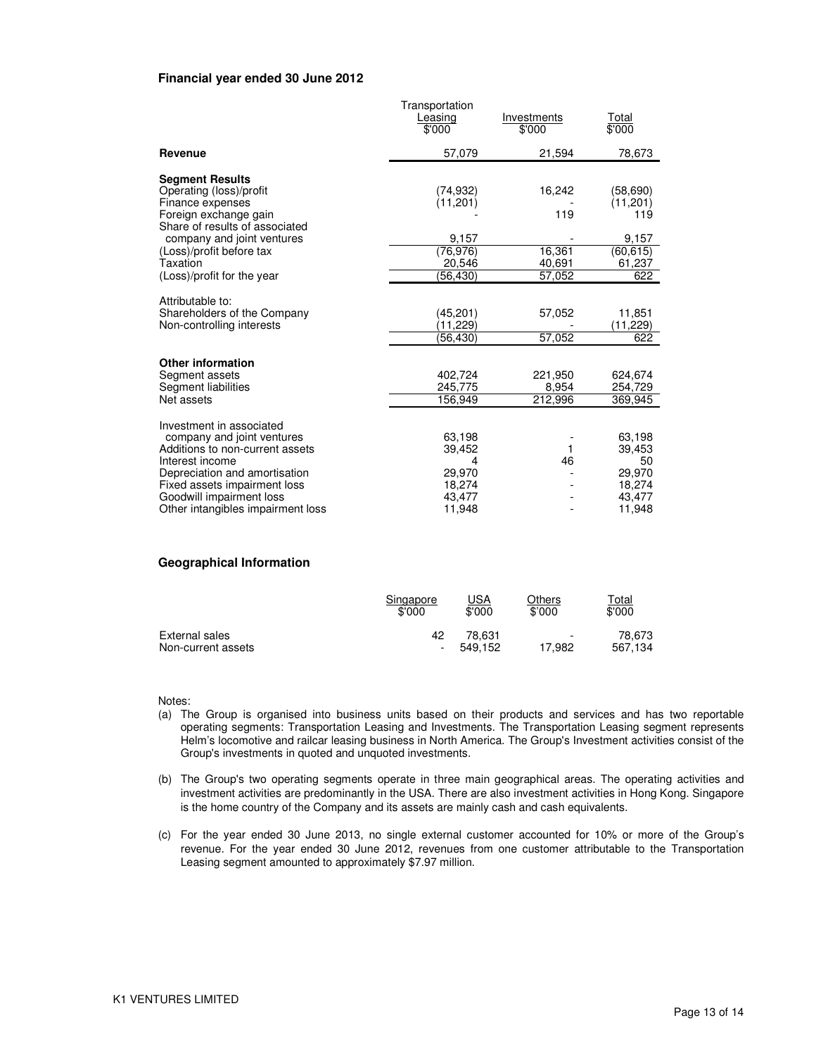**Financial year ended 30 June 2012**

| | Transportation Leasing $'000 | Investments $'000 | Total $'000 |
|---|---|---|---|
| **Revenue** | 57,079 | 21,594 | 78,673 |
| | | | |
| **Segment Results** | | | |
| Operating (loss)/profit | (74,932) | 16,242 | (58,690) |
| Finance expenses | (11,201) | - | (11,201) |
| Foreign exchange gain | - | 119 | 119 |
| Share of results of associated company and joint ventures | 9,157 | - | 9,157 |
| (Loss)/profit before tax | (76,976) | 16,361 | (60,615) |
| Taxation | 20,546 | 40,691 | 61,237 |
| (Loss)/profit for the year | (56,430) | 57,052 | 622 |
| | | | |
| Attributable to: | | | |
| Shareholders of the Company | (45,201) | 57,052 | 11,851 |
| Non-controlling interests | (11,229) | - | (11,229) |
| | (56,430) | 57,052 | 622 |
| | | | |
| **Other information** | | | |
| Segment assets | 402,724 | 221,950 | 624,674 |
| Segment liabilities | 245,775 | 8,954 | 254,729 |
| Net assets | 156,949 | 212,996 | 369,945 |
| | | | |
| Investment in associated company and joint ventures | 63,198 | - | 63,198 |
| Additions to non-current assets | 39,452 | 1 | 39,453 |
| Interest income | 4 | 46 | 50 |
| Depreciation and amortisation | 29,970 | - | 29,970 |
| Fixed assets impairment loss | 18,274 | - | 18,274 |
| Goodwill impairment loss | 43,477 | - | 43,477 |
| Other intangibles impairment loss | 11,948 | - | 11,948 |

**Geographical Information**

| | Singapore $'000 | USA $'000 | Others $'000 | Total $'000 |
|---|---|---|---|---|
| External sales | 42 | 78,631 | - | 78,673 |
| Non-current assets | - | 549,152 | 17,982 | 567,134 |

Notes:

(a) The Group is organised into business units based on their products and services and has two reportable operating segments: Transportation Leasing and Investments. The Transportation Leasing segment represents Helm's locomotive and railcar leasing business in North America. The Group's Investment activities consist of the Group's investments in quoted and unquoted investments.

(b) The Group's two operating segments operate in three main geographical areas. The operating activities and investment activities are predominantly in the USA. There are also investment activities in Hong Kong. Singapore is the home country of the Company and its assets are mainly cash and cash equivalents.

(c) For the year ended 30 June 2013, no single external customer accounted for 10% or more of the Group's revenue. For the year ended 30 June 2012, revenues from one customer attributable to the Transportation Leasing segment amounted to approximately $7.97 million.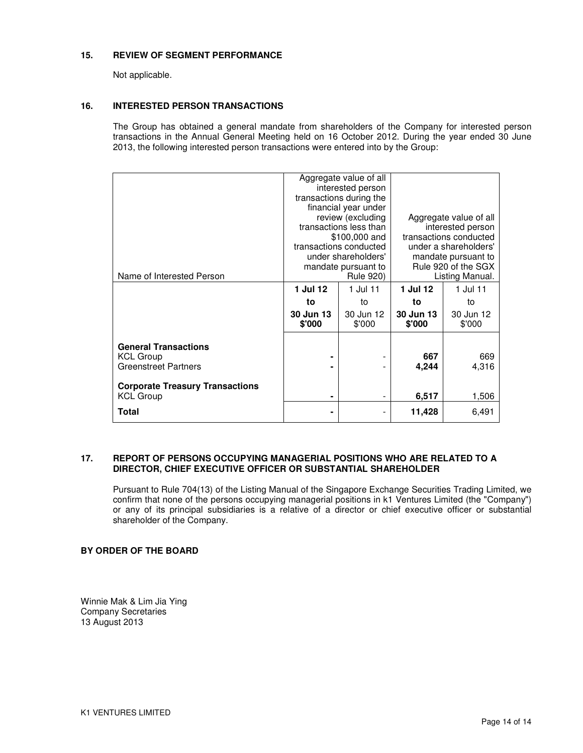### 15. REVIEW OF SEGMENT PERFORMANCE

Not applicable.

### 16. INTERESTED PERSON TRANSACTIONS

The Group has obtained a general mandate from shareholders of the Company for interested person transactions in the Annual General Meeting held on 16 October 2012. During the year ended 30 June 2013, the following interested person transactions were entered into by the Group:

| Name of Interested Person | Aggregate value of all interested person transactions during the financial year under review (excluding transactions less than $100,000 and transactions conducted under shareholders' mandate pursuant to Rule 920) | | Aggregate value of all interested person transactions conducted under a shareholders' mandate pursuant to Rule 920 of the SGX Listing Manual. | |
|---|---|---|---|---|
| | **1 Jul 12 to 30 Jun 13 $'000** | 1 Jul 11 to 30 Jun 12 $'000 | **1 Jul 12 to 30 Jun 13 $'000** | 1 Jul 11 to 30 Jun 12 $'000 |
| **General Transactions** | | | | |
| KCL Group | **-** | - | **667** | 669 |
| Greenstreet Partners | **-** | - | **4,244** | 4,316 |
| **Corporate Treasury Transactions** | | | | |
| KCL Group | **-** | - | **6,517** | 1,506 |
| **Total** | **-** | - | **11,428** | 6,491 |

### 17. REPORT OF PERSONS OCCUPYING MANAGERIAL POSITIONS WHO ARE RELATED TO A DIRECTOR, CHIEF EXECUTIVE OFFICER OR SUBSTANTIAL SHAREHOLDER

Pursuant to Rule 704(13) of the Listing Manual of the Singapore Exchange Securities Trading Limited, we confirm that none of the persons occupying managerial positions in k1 Ventures Limited (the "Company") or any of its principal subsidiaries is a relative of a director or chief executive officer or substantial shareholder of the Company.

**BY ORDER OF THE BOARD**

Winnie Mak & Lim Jia Ying
Company Secretaries
13 August 2013